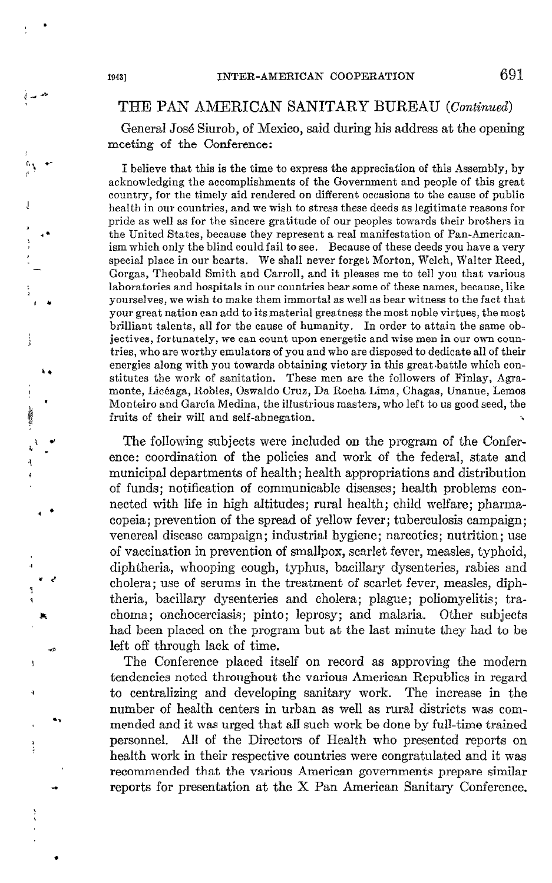## THE PAN AMERICAN SANITARY BUREAU (*Continued*)

General José Siurob, of Mexico, said during his address at the opening meeting of the Conference:

> I believe that this is the time to express the appreciation of this Assembly, by acknowledging the accomplishments of the Government and people of this great country, for the timely aid rendered on different occasions to the cause of public health in our countries, and we wish to stress these deeds as legitimate reasons for pride as well as for the sincere gratitude of our peoples towards their brothers in the United States, because they represent a real manifestation of Pan-Americanism which only the blind could fail to see. Because of these deeds you have a very special place in our hearts. We shall never forget Morton, Welch, Walter Reed, Gorgas, Theobald Smith and Carroll, and it pleases me to tell you that various laboratories and hospitals in our countries bear some of these names, because, like yourselves, we wish to make them immortal as well as bear witness to the fact that your great nation can add to its material greatness the most noble virtues, the most brilliant talents, all for the cause of humanity. In order to attain the same objectives, fortunately, we can count upon energetic and wise men in our own countries, who are worthy emulators of you and who are disposed to dedicate all of their energies along with you towards obtaining victory in this great battle which constitutes the work of sanitation. These men are the followers of Finlay, Agramonte, Licéaga, Robles, Oswaldo Cruz, Da Rocha Lima, Chagas, Unanue, Lemos Monteiro and García Medina, the illustrious masters, who left to us good seed, the fruits of their will and self-abnegation.

The following subjects were included on the program of the Conference: coordination of the policies and work of the federal, state and municipal departments of health; health appropriations and distribution of funds; notification of communicable diseases; health problems connected with life in high altitudes; rural health; child welfare; pharmacopeia; prevention of the spread of yellow fever; tuberculosis campaign; venereal disease campaign; industrial hygiene; narcotics; nutrition; use of vaccination in prevention of smallpox, scarlet fever, measles, typhoid, diphtheria, whooping cough, typhus, bacillary dysenteries, rabies and cholera; use of serums in the treatment of scarlet fever, measles, diphtheria, bacillary dysenteries and cholera; plague; poliomyelitis; trachoma; onchocerciasis; pinto; leprosy; and malaria. Other subjects had been placed on the program but at the last minute they had to be left off through lack of time.

The Conference placed itself on record as approving the modern tendencies noted throughout the various American Republics in regard to centralizing and developing sanitary work. The increase in the number of health centers in urban as well as rural districts was commended and it was urged that all such work be done by full-time trained personnel. All of the Directors of Health who presented reports on health work in their respective countries were congratulated and it was recommended that the various American governments prepare similar reports for presentation at the X Pan American Sanitary Conference.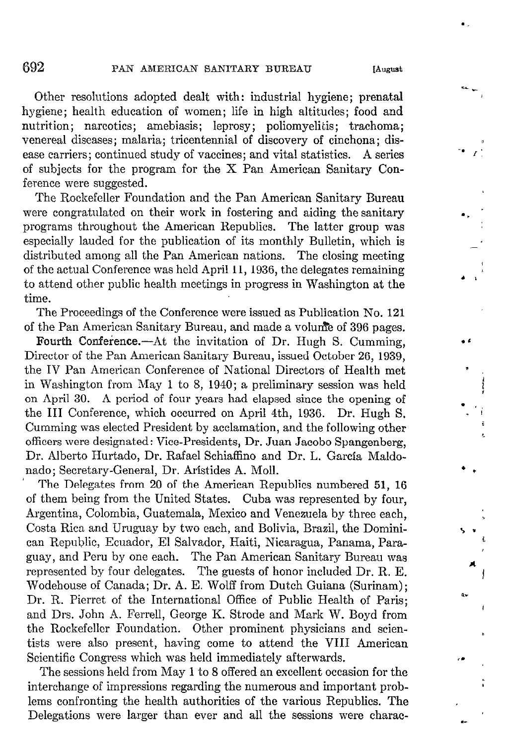Other resolutions adopted dealt with: industrial hygiene; prenatal hygiene; health education of women; life in high altitudes; food and nutrition; narcotics; amebiasis; leprosy; poliomyelitis; trachoma; venereal diseases; malaria; tricentennial of discovery of cinchona; disease carriers; continued study of vaccines; and vital statistics. A series of subjects for the program for the X Pan American Sanitary Conference were suggested.

The Rockefeller Foundation and the Pan American Sanitary Bureau were congratulated on their work in fostering and aiding the sanitary programs throughout the American Republics. The latter group was especially lauded for the publication of its monthly Bulletin, which is distributed among all the Pan American nations. The closing meeting of the actual Conference was held April 11, 1936, the delegates remaining to attend other public health meetings in progress in Washington at the time.

The Proceedings of the Conference were issued as Publication No. 121 of the Pan American Sanitary Bureau, and made a volume of 396 pages.

**Fourth Conference.**—At the invitation of Dr. Hugh S. Cumming, Director of the Pan American Sanitary Bureau, issued October 26, 1939, the IV Pan American Conference of National Directors of Health met in Washington from May 1 to 8, 1940; a preliminary session was held on April 30. A period of four years had elapsed since the opening of the III Conference, which occurred on April 4th, 1936. Dr. Hugh S. Cumming was elected President by acclamation, and the following other officers were designated: Vice-Presidents, Dr. Juan Jacobo Spangenberg, Dr. Alberto Hurtado, Dr. Rafael Schiaffino and Dr. L. García Maldonado; Secretary-General, Dr. Arístides A. Moll.

The Delegates from 20 of the American Republics numbered 51, 16 of them being from the United States. Cuba was represented by four, Argentina, Colombia, Guatemala, Mexico and Venezuela by three each, Costa Rica and Uruguay by two each, and Bolivia, Brazil, the Dominican Republic, Ecuador, El Salvador, Haiti, Nicaragua, Panama, Paraguay, and Peru by one each. The Pan American Sanitary Bureau was represented by four delegates. The guests of honor included Dr. R. E. Wodehouse of Canada; Dr. A. E. Wolff from Dutch Guiana (Surinam); Dr. R. Pierret of the International Office of Public Health of Paris; and Drs. John A. Ferrell, George K. Strode and Mark W. Boyd from the Rockefeller Foundation. Other prominent physicians and scientists were also present, having come to attend the VIII American Scientific Congress which was held immediately afterwards.

The sessions held from May 1 to 8 offered an excellent occasion for the interchange of impressions regarding the numerous and important problems confronting the health authorities of the various Republics. The Delegations were larger than ever and all the sessions were charac-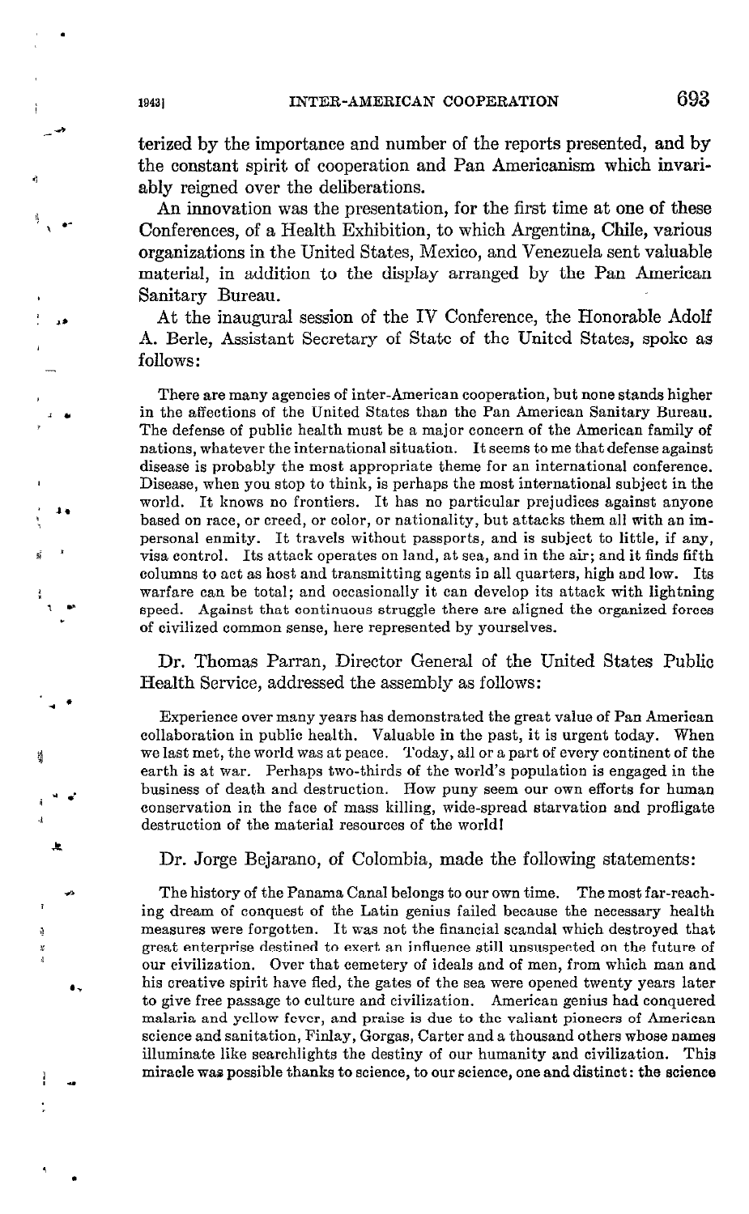terized by the importance and number of the reports presented, and by the constant spirit of cooperation and Pan Americanism which invariably reigned over the deliberations.

An innovation was the presentation, for the first time at one of these Conferences, of a Health Exhibition, to which Argentina, Chile, various organizations in the United States, Mexico, and Venezuela sent valuable material, in addition to the display arranged by the Pan American Sanitary Bureau.

At the inaugural session of the IV Conference, the Honorable Adolf A. Berle, Assistant Secretary of State of the United States, spoke as follows:

> There are many agencies of inter-American cooperation, but none stands higher in the affections of the United States than the Pan American Sanitary Bureau. The defense of public health must be a major concern of the American family of nations, whatever the international situation. It seems to me that defense against disease is probably the most appropriate theme for an international conference. Disease, when you stop to think, is perhaps the most international subject in the world. It knows no frontiers. It has no particular prejudices against anyone based on race, or creed, or color, or nationality, but attacks them all with an impersonal enmity. It travels without passports, and is subject to little, if any, visa control. Its attack operates on land, at sea, and in the air; and it finds fifth columns to act as host and transmitting agents in all quarters, high and low. Its warfare can be total; and occasionally it can develop its attack with lightning speed. Against that continuous struggle there are aligned the organized forces of civilized common sense, here represented by yourselves.

Dr. Thomas Parran, Director General of the United States Public Health Service, addressed the assembly as follows:

> Experience over many years has demonstrated the great value of Pan American collaboration in public health. Valuable in the past, it is urgent today. When we last met, the world was at peace. Today, all or a part of every continent of the earth is at war. Perhaps two-thirds of the world's population is engaged in the business of death and destruction. How puny seem our own efforts for human conservation in the face of mass killing, wide-spread starvation and profligate destruction of the material resources of the world!

Dr. Jorge Bejarano, of Colombia, made the following statements:

> The history of the Panama Canal belongs to our own time. The most far-reaching dream of conquest of the Latin genius failed because the necessary health measures were forgotten. It was not the financial scandal which destroyed that great enterprise destined to exert an influence still unsuspected on the future of our civilization. Over that cemetery of ideals and of men, from which man and his creative spirit have fled, the gates of the sea were opened twenty years later to give free passage to culture and civilization. American genius had conquered malaria and yellow fever, and praise is due to the valiant pioneers of American science and sanitation, Finlay, Gorgas, Carter and a thousand others whose names illuminate like searchlights the destiny of our humanity and civilization. This miracle was possible thanks to science, to our science, one and distinct: the science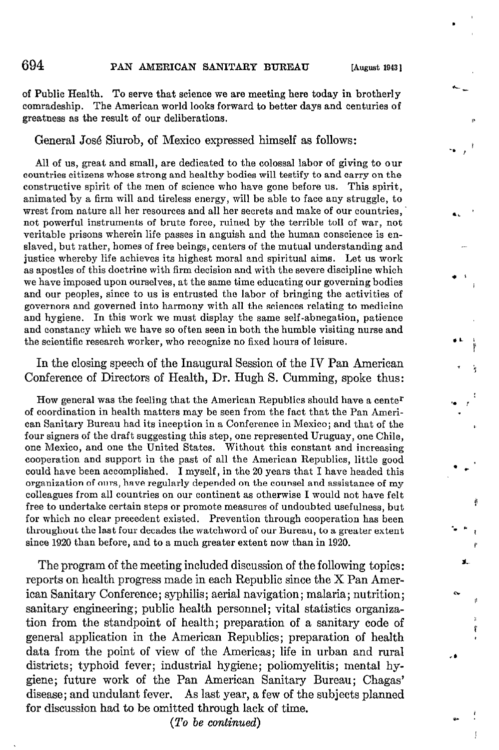of Public Health. To serve that science we are meeting here today in brotherly comradeship. The American world looks forward to better days and centuries of greatness as the result of our deliberations.

General José Siurob, of Mexico expressed himself as follows:

> All of us, great and small, are dedicated to the colossal labor of giving to our countries citizens whose strong and healthy bodies will testify to and carry on the constructive spirit of the men of science who have gone before us. This spirit, animated by a firm will and tireless energy, will be able to face any struggle, to wrest from nature all her resources and all her secrets and make of our countries, not powerful instruments of brute force, ruined by the terrible toll of war, not veritable prisons wherein life passes in anguish and the human conscience is enslaved, but rather, homes of free beings, centers of the mutual understanding and justice whereby life achieves its highest moral and spiritual aims. Let us work as apostles of this doctrine with firm decision and with the severe discipline which we have imposed upon ourselves, at the same time educating our governing bodies and our peoples, since to us is entrusted the labor of bringing the activities of governors and governed into harmony with all the sciences relating to medicine and hygiene. In this work we must display the same self-abnegation, patience and constancy which we have so often seen in both the humble visiting nurse and the scientific research worker, who recognize no fixed hours of leisure.

In the closing speech of the Inaugural Session of the IV Pan American Conference of Directors of Health, Dr. Hugh S. Cumming, spoke thus:

> How general was the feeling that the American Republics should have a center of coordination in health matters may be seen from the fact that the Pan American Sanitary Bureau had its inception in a Conference in Mexico; and that of the four signers of the draft suggesting this step, one represented Uruguay, one Chile, one Mexico, and one the United States. Without this constant and increasing cooperation and support in the past of all the American Republics, little good could have been accomplished. I myself, in the 20 years that I have headed this organization of ours, have regularly depended on the counsel and assistance of my colleagues from all countries on our continent as otherwise I would not have felt free to undertake certain steps or promote measures of undoubted usefulness, but for which no clear precedent existed. Prevention through cooperation has been throughout the last four decades the watchword of our Bureau, to a greater extent since 1920 than before, and to a much greater extent now than in 1920.

The program of the meeting included discussion of the following topics: reports on health progress made in each Republic since the X Pan American Sanitary Conference; syphilis; aerial navigation; malaria; nutrition; sanitary engineering; public health personnel; vital statistics organization from the standpoint of health; preparation of a sanitary code of general application in the American Republics; preparation of health data from the point of view of the Americas; life in urban and rural districts; typhoid fever; industrial hygiene; poliomyelitis; mental hygiene; future work of the Pan American Sanitary Bureau; Chagas' disease; and undulant fever. As last year, a few of the subjects planned for discussion had to be omitted through lack of time.

*(To be continued)*